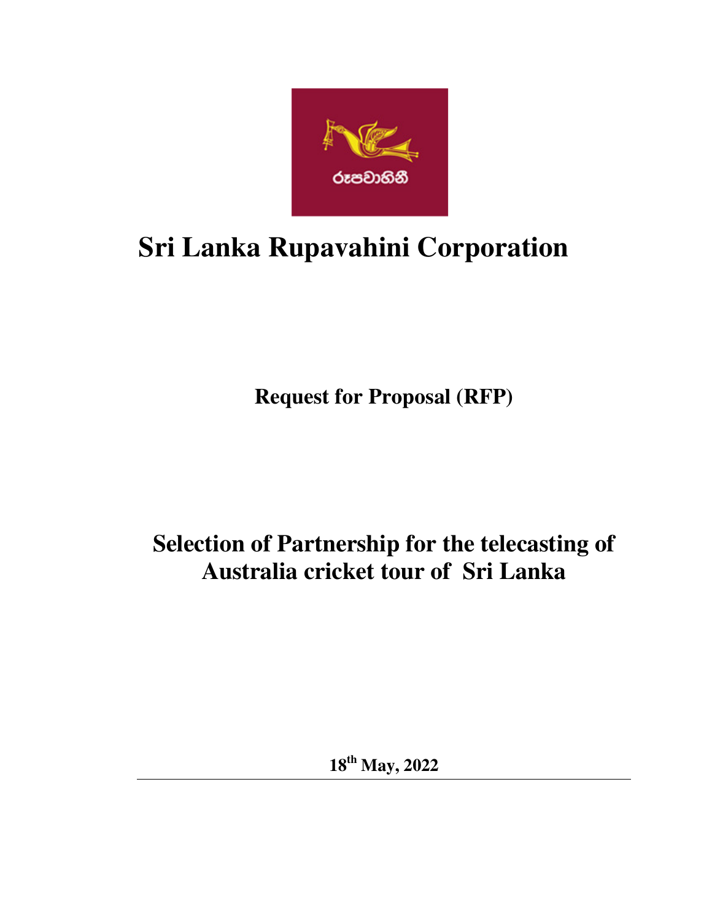# Sri Lanka Rupavahini Corporation

## Request for Proposal (RFP)

## Selection of Partnership for the telecasting of Australia cricket tour of Sri Lanka

**18th May, 2022**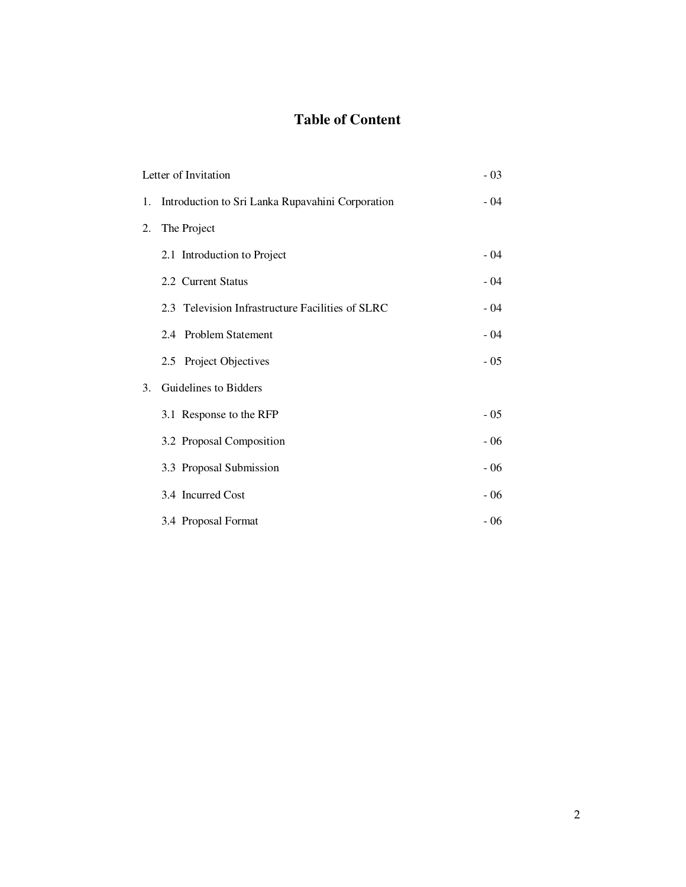# Table of Content

| | |
|---|---|
| Letter of Invitation | - 03 |
| 1. Introduction to Sri Lanka Rupavahini Corporation | - 04 |
| 2. The Project | |
| 2.1 Introduction to Project | - 04 |
| 2.2 Current Status | - 04 |
| 2.3 Television Infrastructure Facilities of SLRC | - 04 |
| 2.4 Problem Statement | - 04 |
| 2.5 Project Objectives | - 05 |
| 3. Guidelines to Bidders | |
| 3.1 Response to the RFP | - 05 |
| 3.2 Proposal Composition | - 06 |
| 3.3 Proposal Submission | - 06 |
| 3.4 Incurred Cost | - 06 |
| 3.4 Proposal Format | - 06 |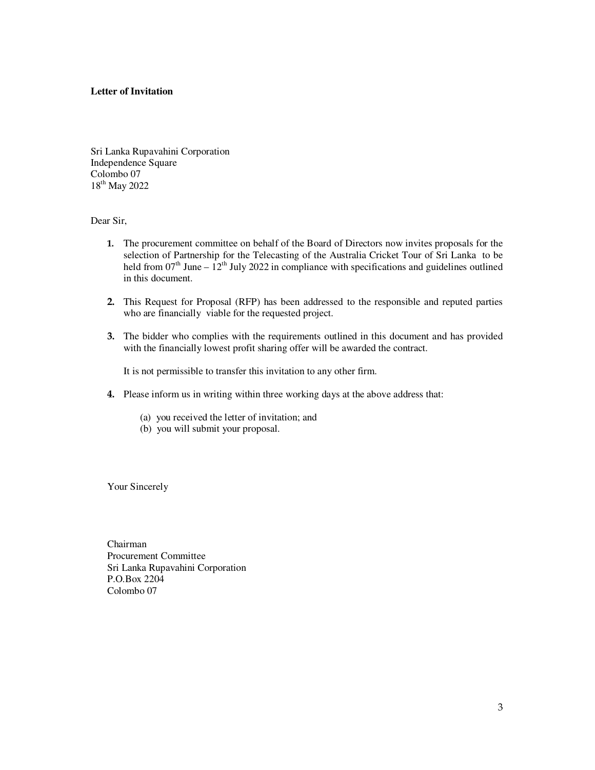**Letter of Invitation**

Sri Lanka Rupavahini Corporation
Independence Square
Colombo 07
18th May 2022

Dear Sir,

1. The procurement committee on behalf of the Board of Directors now invites proposals for the selection of Partnership for the Telecasting of the Australia Cricket Tour of Sri Lanka to be held from 07th June – 12th July 2022 in compliance with specifications and guidelines outlined in this document.

2. This Request for Proposal (RFP) has been addressed to the responsible and reputed parties who are financially viable for the requested project.

3. The bidder who complies with the requirements outlined in this document and has provided with the financially lowest profit sharing offer will be awarded the contract.

   It is not permissible to transfer this invitation to any other firm.

4. Please inform us in writing within three working days at the above address that:

   (a) you received the letter of invitation; and
   (b) you will submit your proposal.

Your Sincerely

Chairman
Procurement Committee
Sri Lanka Rupavahini Corporation
P.O.Box 2204
Colombo 07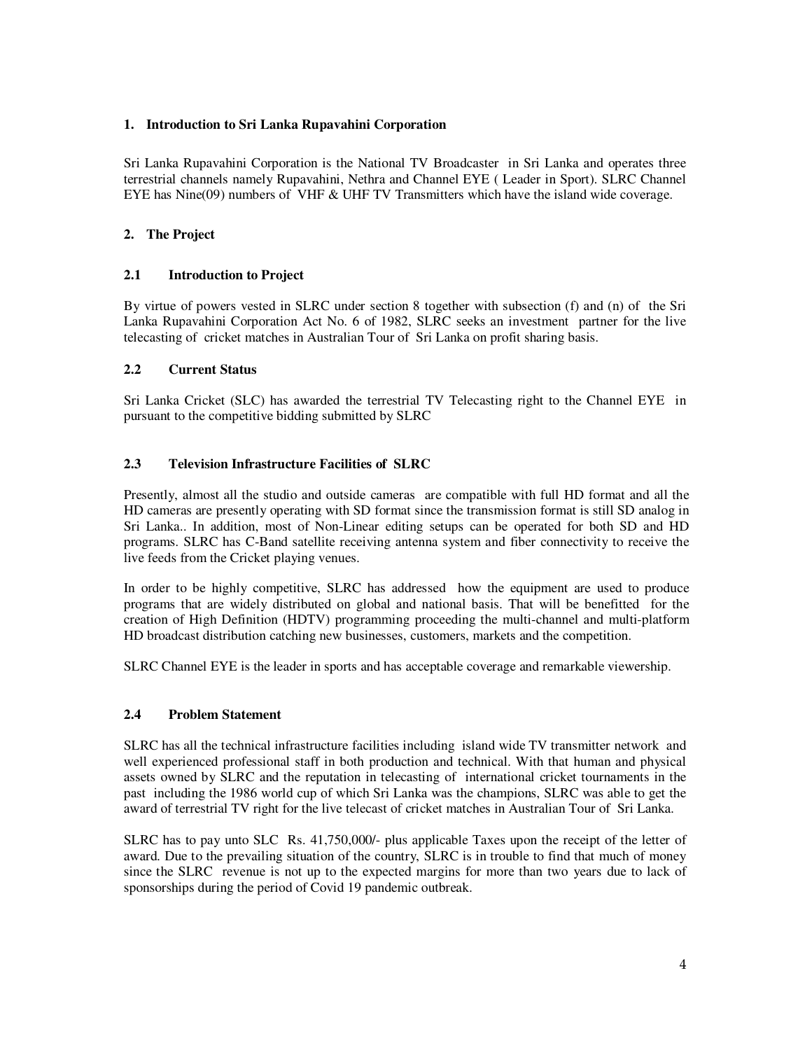## 1. Introduction to Sri Lanka Rupavahini Corporation

Sri Lanka Rupavahini Corporation is the National TV Broadcaster in Sri Lanka and operates three terrestrial channels namely Rupavahini, Nethra and Channel EYE ( Leader in Sport). SLRC Channel EYE has Nine(09) numbers of VHF & UHF TV Transmitters which have the island wide coverage.

## 2. The Project

### 2.1 Introduction to Project

By virtue of powers vested in SLRC under section 8 together with subsection (f) and (n) of the Sri Lanka Rupavahini Corporation Act No. 6 of 1982, SLRC seeks an investment partner for the live telecasting of cricket matches in Australian Tour of Sri Lanka on profit sharing basis.

### 2.2 Current Status

Sri Lanka Cricket (SLC) has awarded the terrestrial TV Telecasting right to the Channel EYE in pursuant to the competitive bidding submitted by SLRC

### 2.3 Television Infrastructure Facilities of SLRC

Presently, almost all the studio and outside cameras are compatible with full HD format and all the HD cameras are presently operating with SD format since the transmission format is still SD analog in Sri Lanka.. In addition, most of Non-Linear editing setups can be operated for both SD and HD programs. SLRC has C-Band satellite receiving antenna system and fiber connectivity to receive the live feeds from the Cricket playing venues.

In order to be highly competitive, SLRC has addressed how the equipment are used to produce programs that are widely distributed on global and national basis. That will be benefitted for the creation of High Definition (HDTV) programming proceeding the multi-channel and multi-platform HD broadcast distribution catching new businesses, customers, markets and the competition.

SLRC Channel EYE is the leader in sports and has acceptable coverage and remarkable viewership.

### 2.4 Problem Statement

SLRC has all the technical infrastructure facilities including island wide TV transmitter network and well experienced professional staff in both production and technical. With that human and physical assets owned by SLRC and the reputation in telecasting of international cricket tournaments in the past including the 1986 world cup of which Sri Lanka was the champions, SLRC was able to get the award of terrestrial TV right for the live telecast of cricket matches in Australian Tour of Sri Lanka.

SLRC has to pay unto SLC Rs. 41,750,000/- plus applicable Taxes upon the receipt of the letter of award. Due to the prevailing situation of the country, SLRC is in trouble to find that much of money since the SLRC revenue is not up to the expected margins for more than two years due to lack of sponsorships during the period of Covid 19 pandemic outbreak.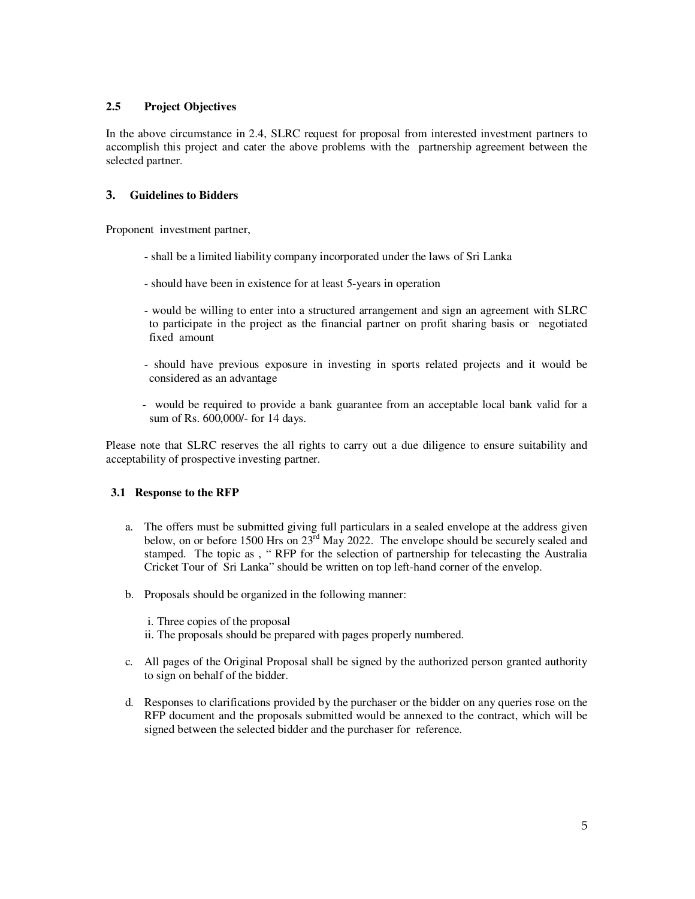### 2.5 Project Objectives

In the above circumstance in 2.4, SLRC request for proposal from interested investment partners to accomplish this project and cater the above problems with the partnership agreement between the selected partner.

## 3. Guidelines to Bidders

Proponent investment partner,

- shall be a limited liability company incorporated under the laws of Sri Lanka
- should have been in existence for at least 5-years in operation
- would be willing to enter into a structured arrangement and sign an agreement with SLRC to participate in the project as the financial partner on profit sharing basis or negotiated fixed amount
- should have previous exposure in investing in sports related projects and it would be considered as an advantage
- would be required to provide a bank guarantee from an acceptable local bank valid for a sum of Rs. 600,000/- for 14 days.

Please note that SLRC reserves the all rights to carry out a due diligence to ensure suitability and acceptability of prospective investing partner.

### 3.1 Response to the RFP

a. The offers must be submitted giving full particulars in a sealed envelope at the address given below, on or before 1500 Hrs on 23rd May 2022. The envelope should be securely sealed and stamped. The topic as , " RFP for the selection of partnership for telecasting the Australia Cricket Tour of Sri Lanka" should be written on top left-hand corner of the envelop.

b. Proposals should be organized in the following manner:

   i. Three copies of the proposal
   ii. The proposals should be prepared with pages properly numbered.

c. All pages of the Original Proposal shall be signed by the authorized person granted authority to sign on behalf of the bidder.

d. Responses to clarifications provided by the purchaser or the bidder on any queries rose on the RFP document and the proposals submitted would be annexed to the contract, which will be signed between the selected bidder and the purchaser for reference.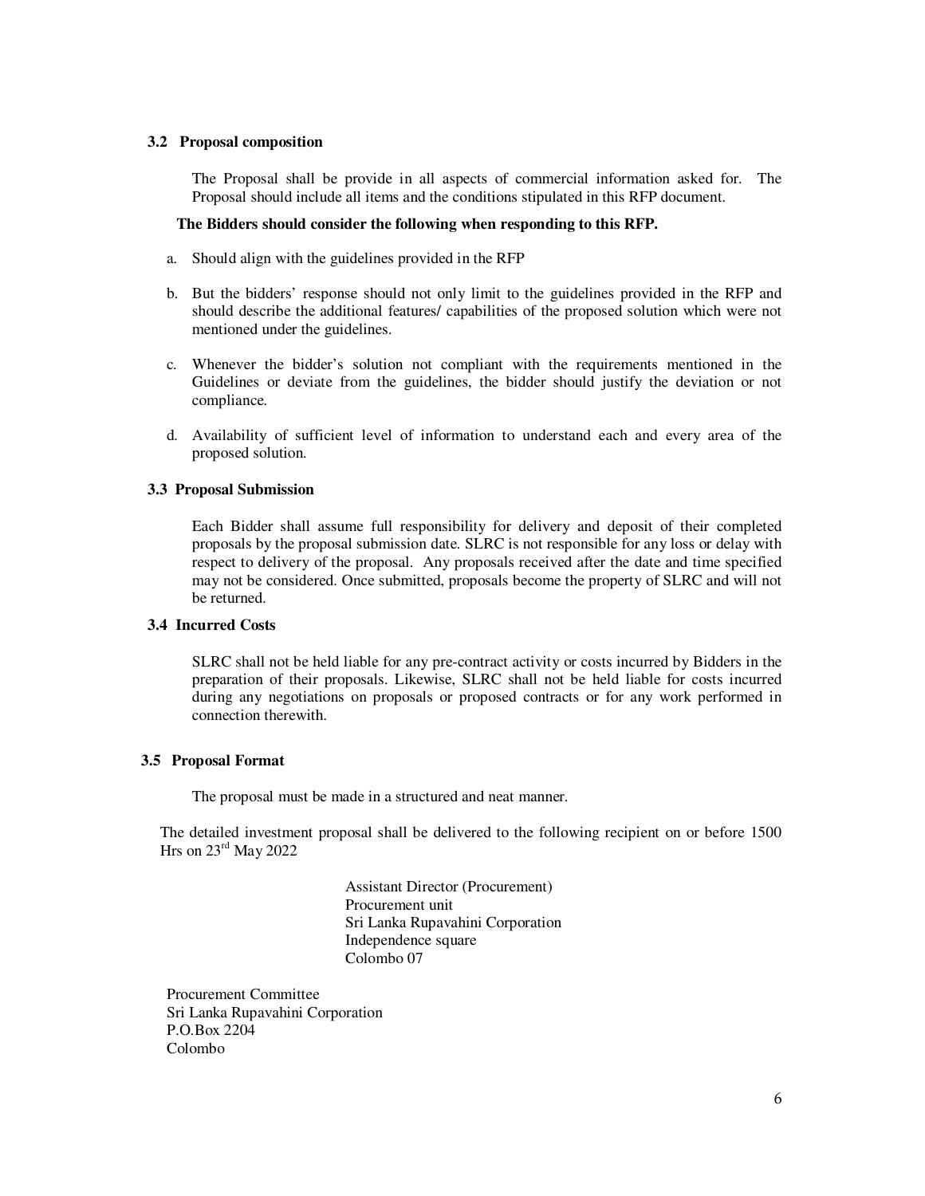### 3.2 Proposal composition

The Proposal shall be provide in all aspects of commercial information asked for. The Proposal should include all items and the conditions stipulated in this RFP document.

**The Bidders should consider the following when responding to this RFP.**

a. Should align with the guidelines provided in the RFP

b. But the bidders' response should not only limit to the guidelines provided in the RFP and should describe the additional features/ capabilities of the proposed solution which were not mentioned under the guidelines.

c. Whenever the bidder's solution not compliant with the requirements mentioned in the Guidelines or deviate from the guidelines, the bidder should justify the deviation or not compliance.

d. Availability of sufficient level of information to understand each and every area of the proposed solution.

### 3.3 Proposal Submission

Each Bidder shall assume full responsibility for delivery and deposit of their completed proposals by the proposal submission date. SLRC is not responsible for any loss or delay with respect to delivery of the proposal. Any proposals received after the date and time specified may not be considered. Once submitted, proposals become the property of SLRC and will not be returned.

### 3.4 Incurred Costs

SLRC shall not be held liable for any pre-contract activity or costs incurred by Bidders in the preparation of their proposals. Likewise, SLRC shall not be held liable for costs incurred during any negotiations on proposals or proposed contracts or for any work performed in connection therewith.

### 3.5 Proposal Format

The proposal must be made in a structured and neat manner.

The detailed investment proposal shall be delivered to the following recipient on or before 1500 Hrs on 23rd May 2022

Assistant Director (Procurement)  
Procurement unit  
Sri Lanka Rupavahini Corporation  
Independence square  
Colombo 07

Procurement Committee  
Sri Lanka Rupavahini Corporation  
P.O.Box 2204  
Colombo